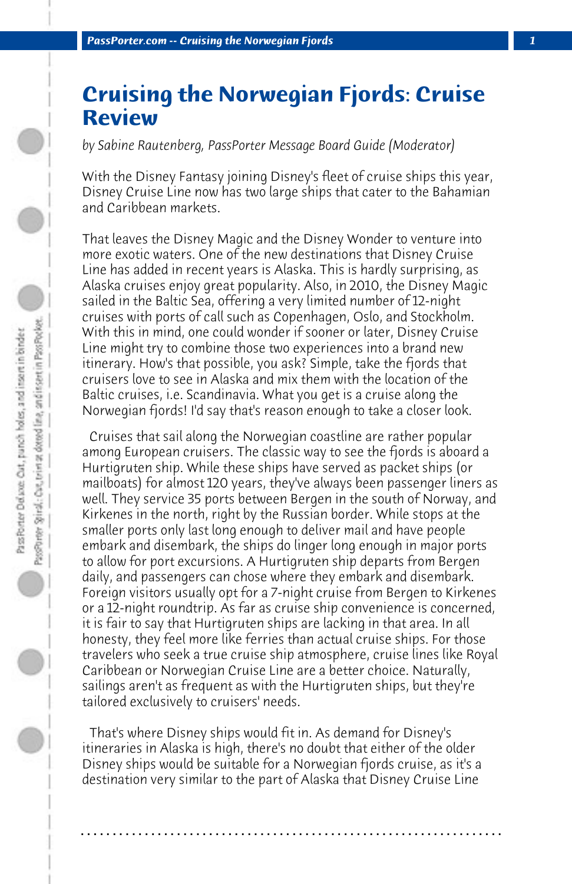# Cruising the Norwegian Fjords: Cruise Review

*by Sabine Rautenberg, PassPorter Message Board Guide (Moderator)*

With the Disney Fantasy joining Disney's fleet of cruise ships this year, Disney Cruise Line now has two large ships that cater to the Bahamian and Caribbean markets.

That leaves the Disney Magic and the Disney Wonder to venture into more exotic waters. One of the new destinations that Disney Cruise Line has added in recent years is Alaska. This is hardly surprising, as Alaska cruises enjoy great popularity. Also, in 2010, the Disney Magic sailed in the Baltic Sea, offering a very limited number of 12-night cruises with ports of call such as Copenhagen, Oslo, and Stockholm. With this in mind, one could wonder if sooner or later, Disney Cruise Line might try to combine those two experiences into a brand new itinerary. How's that possible, you ask? Simple, take the fjords that cruisers love to see in Alaska and mix them with the location of the Baltic cruises, i.e. Scandinavia. What you get is a cruise along the Norwegian fjords! I'd say that's reason enough to take a closer look.

Cruises that sail along the Norwegian coastline are rather popular among European cruisers. The classic way to see the fjords is aboard a Hurtigruten ship. While these ships have served as packet ships (or mailboats) for almost 120 years, they've always been passenger liners as well. They service 35 ports between Bergen in the south of Norway, and Kirkenes in the north, right by the Russian border. While stops at the smaller ports only last long enough to deliver mail and have people embark and disembark, the ships do linger long enough in major ports to allow for port excursions. A Hurtigruten ship departs from Bergen daily, and passengers can chose where they embark and disembark. Foreign visitors usually opt for a 7-night cruise from Bergen to Kirkenes or a 12-night roundtrip. As far as cruise ship convenience is concerned, it is fair to say that Hurtigruten ships are lacking in that area. In all honesty, they feel more like ferries than actual cruise ships. For those travelers who seek a true cruise ship atmosphere, cruise lines like Royal Caribbean or Norwegian Cruise Line are a better choice. Naturally, sailings aren't as frequent as with the Hurtigruten ships, but they're tailored exclusively to cruisers' needs.

That's where Disney ships would fit in. As demand for Disney's itineraries in Alaska is high, there's no doubt that either of the older Disney ships would be suitable for a Norwegian fjords cruise, as it's a destination very similar to the part of Alaska that Disney Cruise Line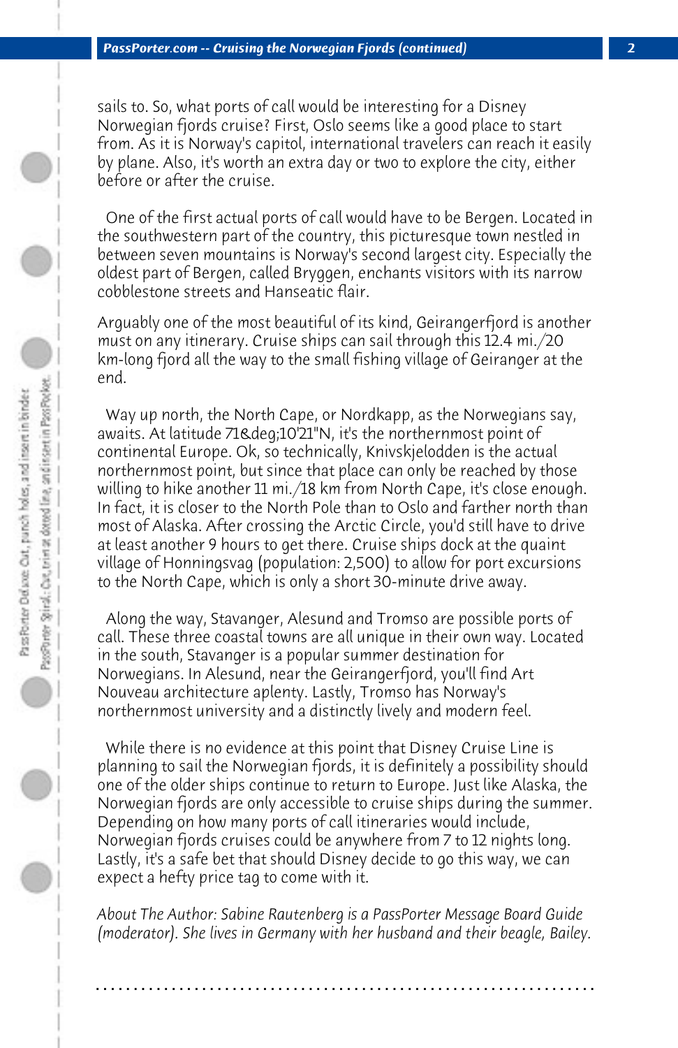sails to. So, what ports of call would be interesting for a Disney Norwegian fjords cruise? First, Oslo seems like a good place to start from. As it is Norway's capitol, international travelers can reach it easily by plane. Also, it's worth an extra day or two to explore the city, either before or after the cruise.

One of the first actual ports of call would have to be Bergen. Located in the southwestern part of the country, this picturesque town nestled in between seven mountains is Norway's second largest city. Especially the oldest part of Bergen, called Bryggen, enchants visitors with its narrow cobblestone streets and Hanseatic flair.

Arguably one of the most beautiful of its kind, Geirangerfjord is another must on any itinerary. Cruise ships can sail through this 12.4 mi./20 km-long fjord all the way to the small fishing village of Geiranger at the end.

Way up north, the North Cape, or Nordkapp, as the Norwegians say, awaits. At latitude 71&deg;10'21"N, it's the northernmost point of continental Europe. Ok, so technically, Knivskjelodden is the actual northernmost point, but since that place can only be reached by those willing to hike another 11 mi./18 km from North Cape, it's close enough. In fact, it is closer to the North Pole than to Oslo and farther north than most of Alaska. After crossing the Arctic Circle, you'd still have to drive at least another 9 hours to get there. Cruise ships dock at the quaint village of Honningsvag (population: 2,500) to allow for port excursions to the North Cape, which is only a short 30-minute drive away.

Along the way, Stavanger, Alesund and Tromso are possible ports of call. These three coastal towns are all unique in their own way. Located in the south, Stavanger is a popular summer destination for Norwegians. In Alesund, near the Geirangerfjord, you'll find Art Nouveau architecture aplenty. Lastly, Tromso has Norway's northernmost university and a distinctly lively and modern feel.

While there is no evidence at this point that Disney Cruise Line is planning to sail the Norwegian fjords, it is definitely a possibility should one of the older ships continue to return to Europe. Just like Alaska, the Norwegian fjords are only accessible to cruise ships during the summer. Depending on how many ports of call itineraries would include, Norwegian fjords cruises could be anywhere from 7 to 12 nights long. Lastly, it's a safe bet that should Disney decide to go this way, we can expect a hefty price tag to come with it.

*About The Author: Sabine Rautenberg is a PassPorter Message Board Guide (moderator). She lives in Germany with her husband and their beagle, Bailey.*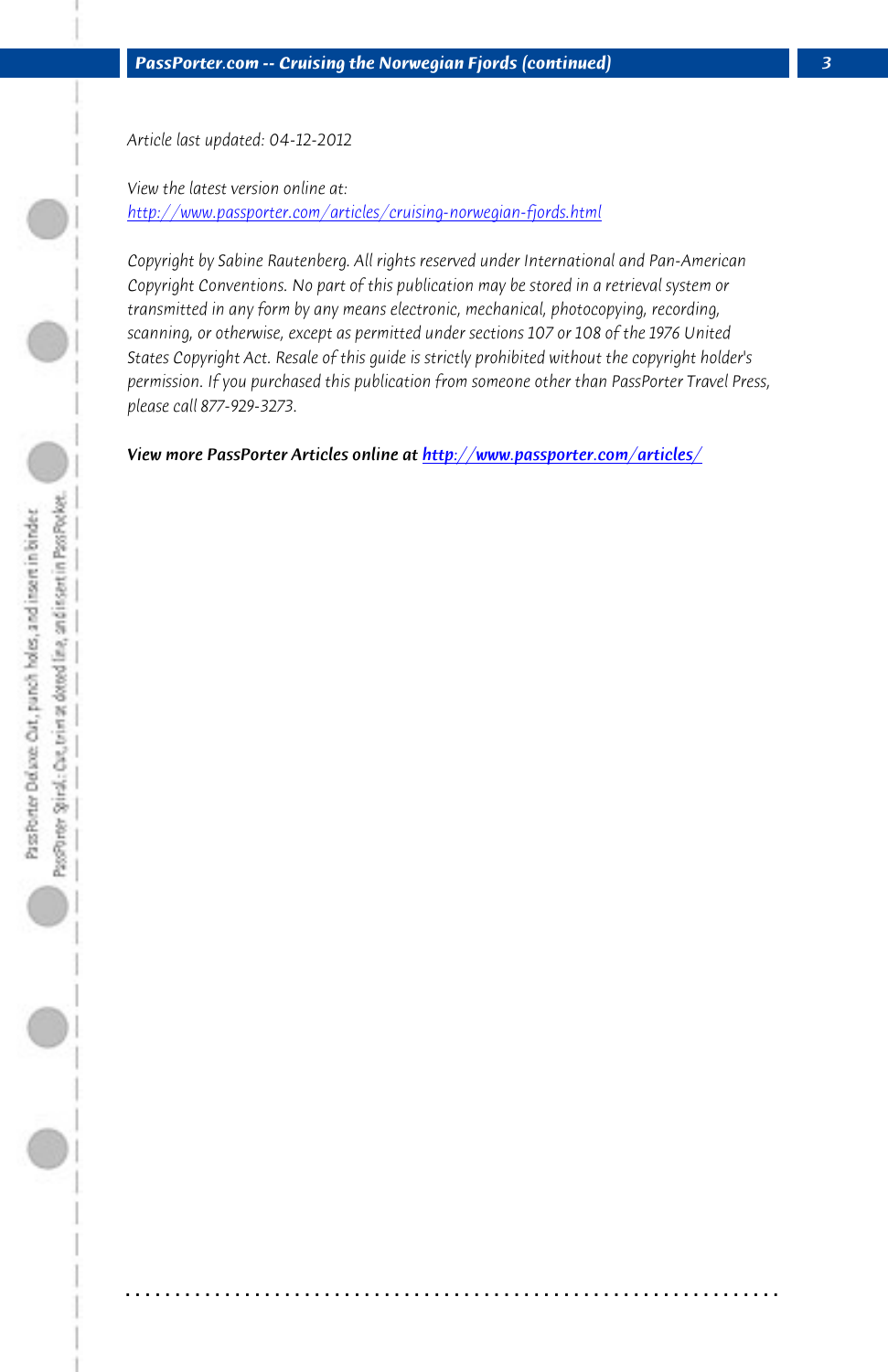*Article last updated: 04-12-2012*

*View the latest version online at:*
*[http://www.passporter.com/articles/cruising-norwegian-fjords.html](http://www.passporter.com/articles/cruising-norwegian-fjords.html)*

*Copyright by Sabine Rautenberg. All rights reserved under International and Pan-American Copyright Conventions. No part of this publication may be stored in a retrieval system or transmitted in any form by any means electronic, mechanical, photocopying, recording, scanning, or otherwise, except as permitted under sections 107 or 108 of the 1976 United States Copyright Act. Resale of this guide is strictly prohibited without the copyright holder's permission. If you purchased this publication from someone other than PassPorter Travel Press, please call 877-929-3273.*

***View more PassPorter Articles online at [http://www.passporter.com/articles/](http://www.passporter.com/articles/)***